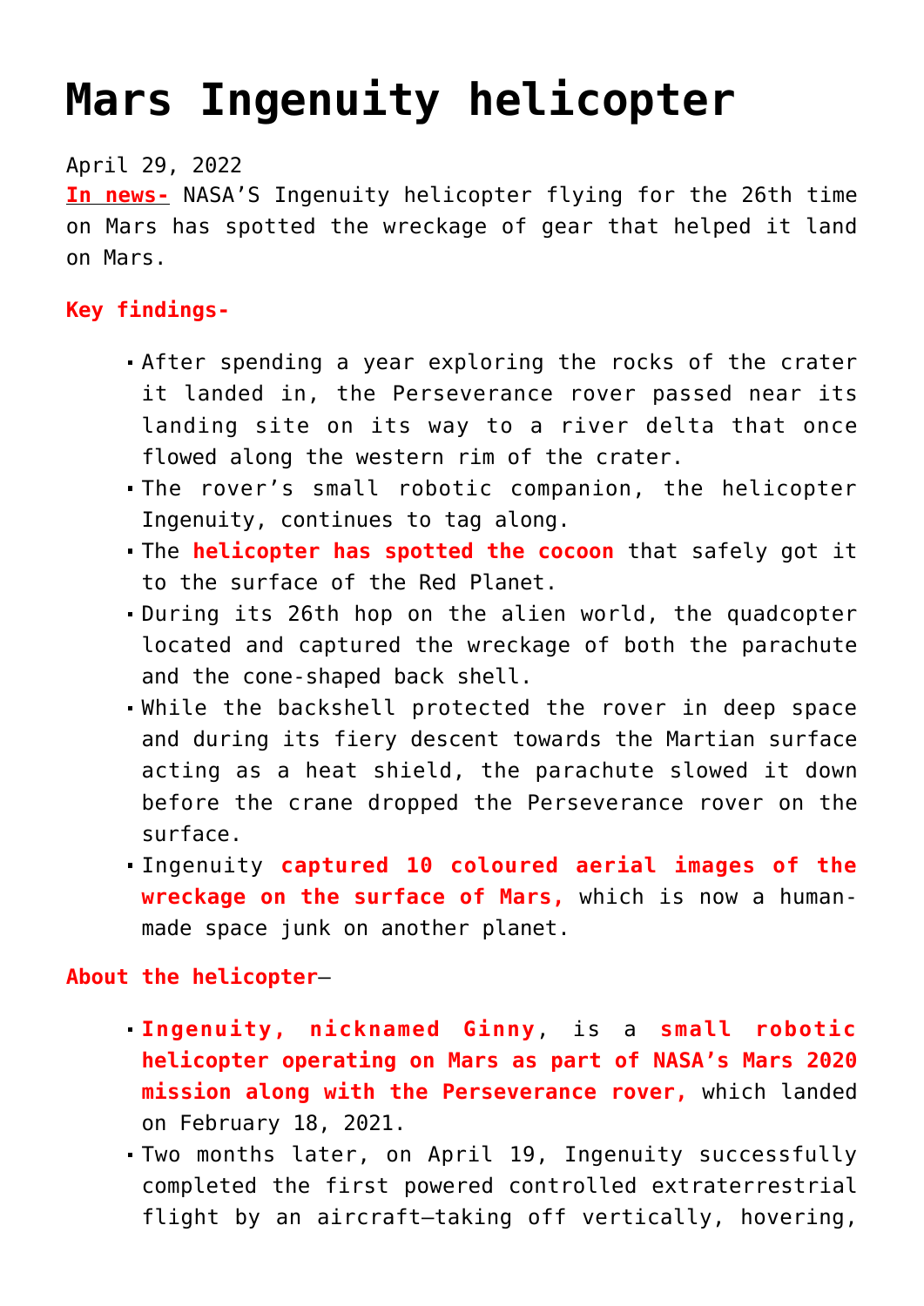# Mars Ingenuity helicopter

April 29, 2022

**In news-** NASA'S Ingenuity helicopter flying for the 26th time on Mars has spotted the wreckage of gear that helped it land on Mars.

**Key findings-**

- After spending a year exploring the rocks of the crater it landed in, the Perseverance rover passed near its landing site on its way to a river delta that once flowed along the western rim of the crater.
- The rover's small robotic companion, the helicopter Ingenuity, continues to tag along.
- The **helicopter has spotted the cocoon** that safely got it to the surface of the Red Planet.
- During its 26th hop on the alien world, the quadcopter located and captured the wreckage of both the parachute and the cone-shaped back shell.
- While the backshell protected the rover in deep space and during its fiery descent towards the Martian surface acting as a heat shield, the parachute slowed it down before the crane dropped the Perseverance rover on the surface.
- Ingenuity **captured 10 coloured aerial images of the wreckage on the surface of Mars,** which is now a human-made space junk on another planet.

**About the helicopter**–

- **Ingenuity, nicknamed Ginny**, is a **small robotic helicopter operating on Mars as part of NASA's Mars 2020 mission along with the Perseverance rover,** which landed on February 18, 2021.
- Two months later, on April 19, Ingenuity successfully completed the first powered controlled extraterrestrial flight by an aircraft—taking off vertically, hovering,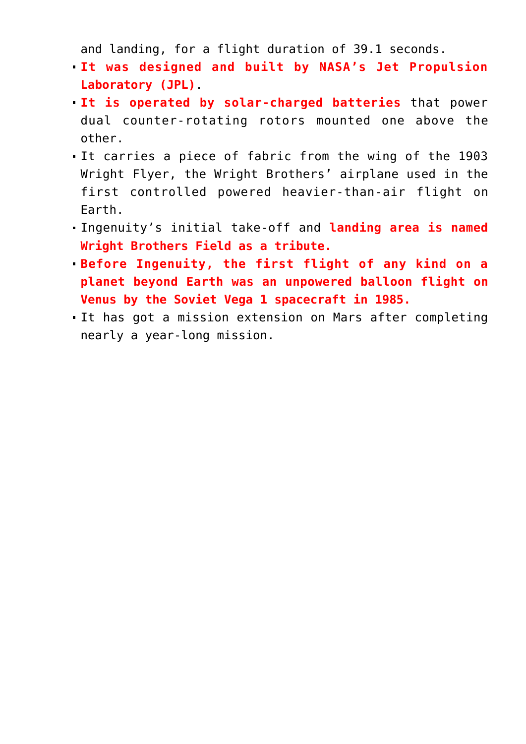and landing, for a flight duration of 39.1 seconds.

- **It was designed and built by NASA's Jet Propulsion Laboratory (JPL)**.
- **It is operated by solar-charged batteries** that power dual counter-rotating rotors mounted one above the other.
- It carries a piece of fabric from the wing of the 1903 Wright Flyer, the Wright Brothers' airplane used in the first controlled powered heavier-than-air flight on Earth.
- Ingenuity's initial take-off and **landing area is named Wright Brothers Field as a tribute.**
- **Before Ingenuity, the first flight of any kind on a planet beyond Earth was an unpowered balloon flight on Venus by the Soviet Vega 1 spacecraft in 1985.**
- It has got a mission extension on Mars after completing nearly a year-long mission.